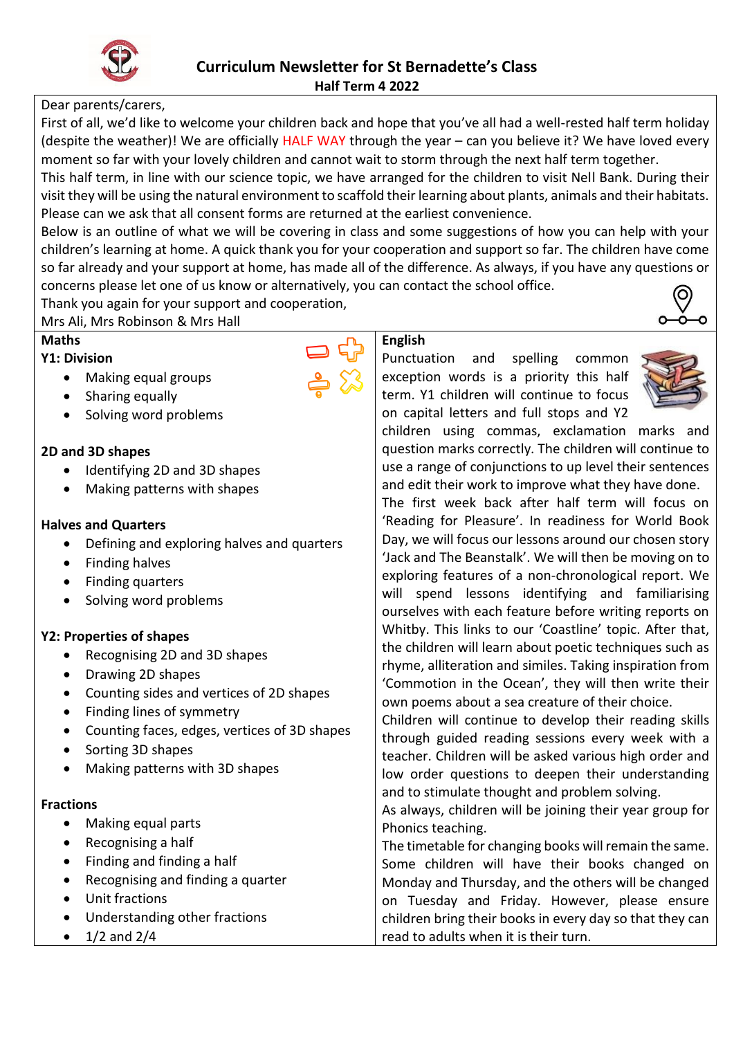# Curriculum Newsletter for St Bernadette's Class

## Half Term 4 2022

Dear parents/carers,

First of all, we'd like to welcome your children back and hope that you've all had a well-rested half term holiday (despite the weather)! We are officially HALF WAY through the year – can you believe it? We have loved every moment so far with your lovely children and cannot wait to storm through the next half term together.

This half term, in line with our science topic, we have arranged for the children to visit Nell Bank. During their visit they will be using the natural environment to scaffold their learning about plants, animals and their habitats. Please can we ask that all consent forms are returned at the earliest convenience.

Below is an outline of what we will be covering in class and some suggestions of how you can help with your children's learning at home. A quick thank you for your cooperation and support so far. The children have come so far already and your support at home, has made all of the difference. As always, if you have any questions or concerns please let one of us know or alternatively, you can contact the school office.

Thank you again for your support and cooperation,

Mrs Ali, Mrs Robinson & Mrs Hall

## Maths

**Y1: Division**

- Making equal groups
- Sharing equally
- Solving word problems

**2D and 3D shapes**

- Identifying 2D and 3D shapes
- Making patterns with shapes

**Halves and Quarters**

- Defining and exploring halves and quarters
- Finding halves
- Finding quarters
- Solving word problems

**Y2: Properties of shapes**

- Recognising 2D and 3D shapes
- Drawing 2D shapes
- Counting sides and vertices of 2D shapes
- Finding lines of symmetry
- Counting faces, edges, vertices of 3D shapes
- Sorting 3D shapes
- Making patterns with 3D shapes

**Fractions**

- Making equal parts
- Recognising a half
- Finding and finding a half
- Recognising and finding a quarter
- Unit fractions
- Understanding other fractions
- 1/2 and 2/4

## English

Punctuation and spelling common exception words is a priority this half term. Y1 children will continue to focus on capital letters and full stops and Y2 children using commas, exclamation marks and question marks correctly. The children will continue to use a range of conjunctions to up level their sentences and edit their work to improve what they have done.

The first week back after half term will focus on 'Reading for Pleasure'. In readiness for World Book Day, we will focus our lessons around our chosen story 'Jack and The Beanstalk'. We will then be moving on to exploring features of a non-chronological report. We will spend lessons identifying and familiarising ourselves with each feature before writing reports on Whitby. This links to our 'Coastline' topic. After that, the children will learn about poetic techniques such as rhyme, alliteration and similes. Taking inspiration from 'Commotion in the Ocean', they will then write their own poems about a sea creature of their choice.

Children will continue to develop their reading skills through guided reading sessions every week with a teacher. Children will be asked various high order and low order questions to deepen their understanding and to stimulate thought and problem solving.

As always, children will be joining their year group for Phonics teaching.

The timetable for changing books will remain the same. Some children will have their books changed on Monday and Thursday, and the others will be changed on Tuesday and Friday. However, please ensure children bring their books in every day so that they can read to adults when it is their turn.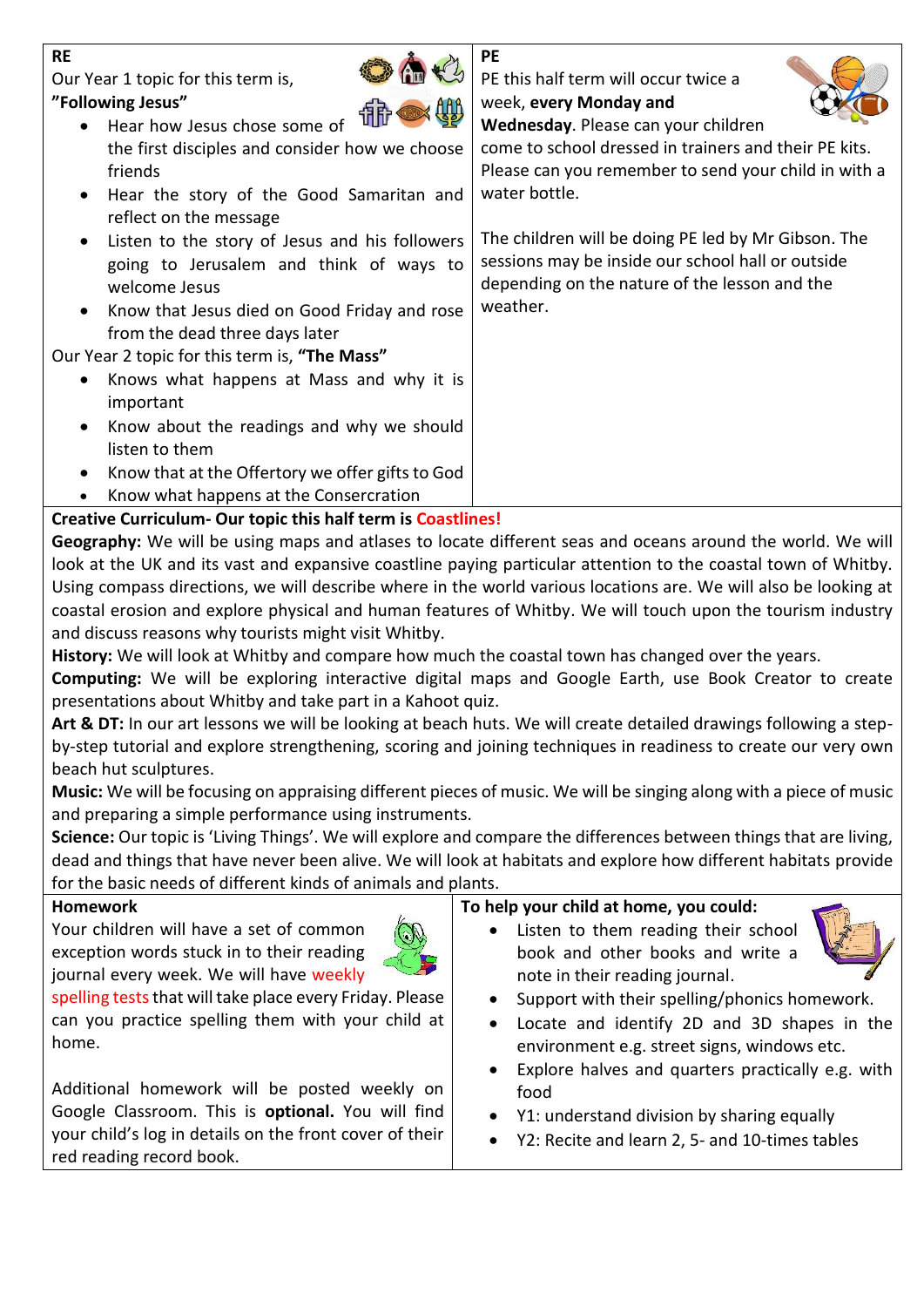## RE

Our Year 1 topic for this term is, **"Following Jesus"**

- Hear how Jesus chose some of the first disciples and consider how we choose friends
- Hear the story of the Good Samaritan and reflect on the message
- Listen to the story of Jesus and his followers going to Jerusalem and think of ways to welcome Jesus
- Know that Jesus died on Good Friday and rose from the dead three days later

Our Year 2 topic for this term is, **"The Mass"**

- Knows what happens at Mass and why it is important
- Know about the readings and why we should listen to them
- Know that at the Offertory we offer gifts to God
- Know what happens at the Consercration

## PE

PE this half term will occur twice a week, **every Monday and Wednesday**. Please can your children come to school dressed in trainers and their PE kits. Please can you remember to send your child in with a water bottle.

The children will be doing PE led by Mr Gibson. The sessions may be inside our school hall or outside depending on the nature of the lesson and the weather.

## Creative Curriculum- Our topic this half term is Coastlines!

**Geography:** We will be using maps and atlases to locate different seas and oceans around the world. We will look at the UK and its vast and expansive coastline paying particular attention to the coastal town of Whitby. Using compass directions, we will describe where in the world various locations are. We will also be looking at coastal erosion and explore physical and human features of Whitby. We will touch upon the tourism industry and discuss reasons why tourists might visit Whitby.

**History:** We will look at Whitby and compare how much the coastal town has changed over the years.

**Computing:** We will be exploring interactive digital maps and Google Earth, use Book Creator to create presentations about Whitby and take part in a Kahoot quiz.

**Art & DT:** In our art lessons we will be looking at beach huts. We will create detailed drawings following a step-by-step tutorial and explore strengthening, scoring and joining techniques in readiness to create our very own beach hut sculptures.

**Music:** We will be focusing on appraising different pieces of music. We will be singing along with a piece of music and preparing a simple performance using instruments.

**Science:** Our topic is 'Living Things'. We will explore and compare the differences between things that are living, dead and things that have never been alive. We will look at habitats and explore how different habitats provide for the basic needs of different kinds of animals and plants.

## Homework

Your children will have a set of common exception words stuck in to their reading journal every week. We will have weekly spelling tests that will take place every Friday. Please can you practice spelling them with your child at home.

Additional homework will be posted weekly on Google Classroom. This is **optional.** You will find your child's log in details on the front cover of their red reading record book.

## To help your child at home, you could:

- Listen to them reading their school book and other books and write a note in their reading journal.
- Support with their spelling/phonics homework.
- Locate and identify 2D and 3D shapes in the environment e.g. street signs, windows etc.
- Explore halves and quarters practically e.g. with food
- Y1: understand division by sharing equally
- Y2: Recite and learn 2, 5- and 10-times tables